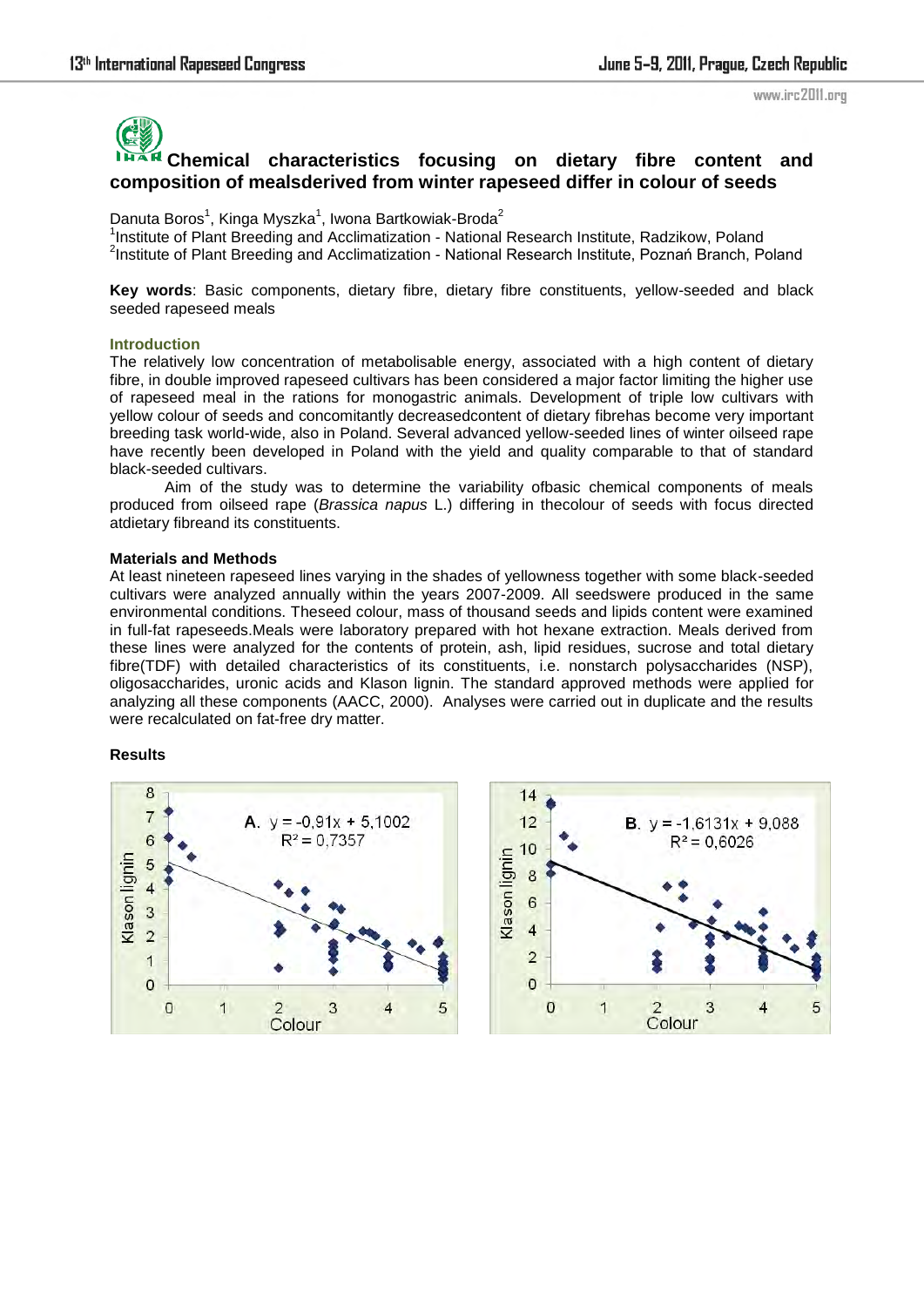# Chemical characteristics focusing on dietary fibre content and composition of mealsderived from winter rapeseed differ in colour of seeds

Danuta Boros[1], Kinga Myszka[1], Iwona Bartkowiak-Broda[2]

[1]Institute of Plant Breeding and Acclimatization - National Research Institute, Radzikow, Poland
[2]Institute of Plant Breeding and Acclimatization - National Research Institute, Poznań Branch, Poland

**Key words**: Basic components, dietary fibre, dietary fibre constituents, yellow-seeded and black seeded rapeseed meals

## Introduction

The relatively low concentration of metabolisable energy, associated with a high content of dietary fibre, in double improved rapeseed cultivars has been considered a major factor limiting the higher use of rapeseed meal in the rations for monogastric animals. Development of triple low cultivars with yellow colour of seeds and concomitantly decreasedcontent of dietary fibrehas become very important breeding task world-wide, also in Poland. Several advanced yellow-seeded lines of winter oilseed rape have recently been developed in Poland with the yield and quality comparable to that of standard black-seeded cultivars.

Aim of the study was to determine the variability ofbasic chemical components of meals produced from oilseed rape (*Brassica napus* L.) differing in thecolour of seeds with focus directed atdietary fibreand its constituents.

## Materials and Methods

At least nineteen rapeseed lines varying in the shades of yellowness together with some black-seeded cultivars were analyzed annually within the years 2007-2009. All seedswere produced in the same environmental conditions. Theseed colour, mass of thousand seeds and lipids content were examined in full-fat rapeseeds.Meals were laboratory prepared with hot hexane extraction. Meals derived from these lines were analyzed for the contents of protein, ash, lipid residues, sucrose and total dietary fibre(TDF) with detailed characteristics of its constituents, i.e. nonstarch polysaccharides (NSP), oligosaccharides, uronic acids and Klason lignin. The standard approved methods were applied for analyzing all these components (AACC, 2000). Analyses were carried out in duplicate and the results were recalculated on fat-free dry matter.

## Results

A. $y = -0.91x + 5.1002$, $R^2 = 0.7357$ (Klason lignin vs. Colour)

B. $y = -1.6131x + 9.088$, $R^2 = 0.6026$ (Klason lignin vs. Colour)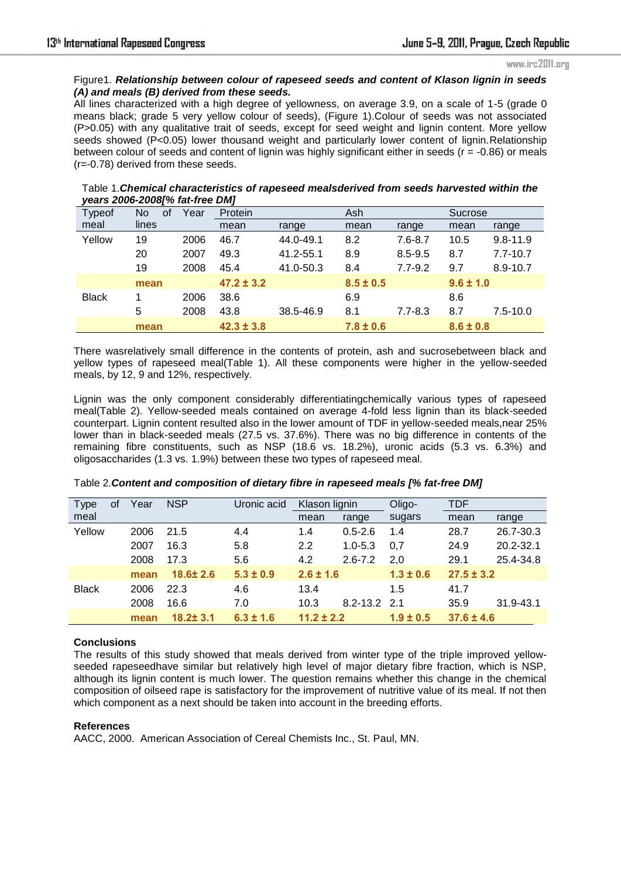Figure1. ***Relationship between colour of rapeseed seeds and content of Klason lignin in seeds (A) and meals (B) derived from these seeds.***

All lines characterized with a high degree of yellowness, on average 3.9, on a scale of 1-5 (grade 0 means black; grade 5 very yellow colour of seeds), (Figure 1).Colour of seeds was not associated (P>0.05) with any qualitative trait of seeds, except for seed weight and lignin content. More yellow seeds showed (P<0.05) lower thousand weight and particularly lower content of lignin.Relationship between colour of seeds and content of lignin was highly significant either in seeds (r = -0.86) or meals (r=-0.78) derived from these seeds.

Table 1.***Chemical characteristics of rapeseed mealsderived from seeds harvested within the years 2006-2008[% fat-free DM]***

| Typeof meal | No of lines | Year | Protein | | Ash | | Sucrose | |
|---|---|---|---|---|---|---|---|---|
| | | | mean | range | mean | range | mean | range |
| Yellow | 19 | 2006 | 46.7 | 44.0-49.1 | 8.2 | 7.6-8.7 | 10.5 | 9.8-11.9 |
| | 20 | 2007 | 49.3 | 41.2-55.1 | 8.9 | 8.5-9.5 | 8.7 | 7.7-10.7 |
| | 19 | 2008 | 45.4 | 41.0-50.3 | 8.4 | 7.7-9.2 | 9.7 | 8.9-10.7 |
| | **mean** | | **47.2 ± 3.2** | | **8.5 ± 0.5** | | **9.6 ± 1.0** | |
| Black | 1 | 2006 | 38.6 | | 6.9 | | 8.6 | |
| | 5 | 2008 | 43.8 | 38.5-46.9 | 8.1 | 7.7-8.3 | 8.7 | 7.5-10.0 |
| | **mean** | | **42.3 ± 3.8** | | **7.8 ± 0.6** | | **8.6 ± 0.8** | |

There wasrelatively small difference in the contents of protein, ash and sucrosebetween black and yellow types of rapeseed meal(Table 1). All these components were higher in the yellow-seeded meals, by 12, 9 and 12%, respectively.

Lignin was the only component considerably differentiatingchemically various types of rapeseed meal(Table 2). Yellow-seeded meals contained on average 4-fold less lignin than its black-seeded counterpart. Lignin content resulted also in the lower amount of TDF in yellow-seeded meals,near 25% lower than in black-seeded meals (27.5 vs. 37.6%). There was no big difference in contents of the remaining fibre constituents, such as NSP (18.6 vs. 18.2%), uronic acids (5.3 vs. 6.3%) and oligosaccharides (1.3 vs. 1.9%) between these two types of rapeseed meal.

Table 2.***Content and composition of dietary fibre in rapeseed meals [% fat-free DM]***

| Type of meal | Year | NSP | Uronic acid | Klason lignin | | Oligo-sugars | TDF | |
|---|---|---|---|---|---|---|---|---|
| | | | | mean | range | | mean | range |
| Yellow | 2006 | 21.5 | 4.4 | 1.4 | 0.5-2.6 | 1.4 | 28.7 | 26.7-30.3 |
| | 2007 | 16.3 | 5.8 | 2.2 | 1.0-5.3 | 0,7 | 24.9 | 20.2-32.1 |
| | 2008 | 17.3 | 5.6 | 4.2 | 2.6-7.2 | 2,0 | 29.1 | 25.4-34.8 |
| | **mean** | **18.6± 2.6** | **5.3 ± 0.9** | **2.6 ± 1.6** | | **1.3 ± 0.6** | **27.5 ± 3.2** | |
| Black | 2006 | 22.3 | 4.6 | 13.4 | | 1.5 | 41.7 | |
| | 2008 | 16.6 | 7.0 | 10.3 | 8.2-13.2 | 2.1 | 35.9 | 31.9-43.1 |
| | **mean** | **18.2± 3.1** | **6.3 ± 1.6** | **11.2 ± 2.2** | | **1.9 ± 0.5** | **37.6 ± 4.6** | |

**Conclusions**

The results of this study showed that meals derived from winter type of the triple improved yellow-seeded rapeseedhave similar but relatively high level of major dietary fibre fraction, which is NSP, although its lignin content is much lower. The question remains whether this change in the chemical composition of oilseed rape is satisfactory for the improvement of nutritive value of its meal. If not then which component as a next should be taken into account in the breeding efforts.

**References**

AACC, 2000. American Association of Cereal Chemists Inc., St. Paul, MN.